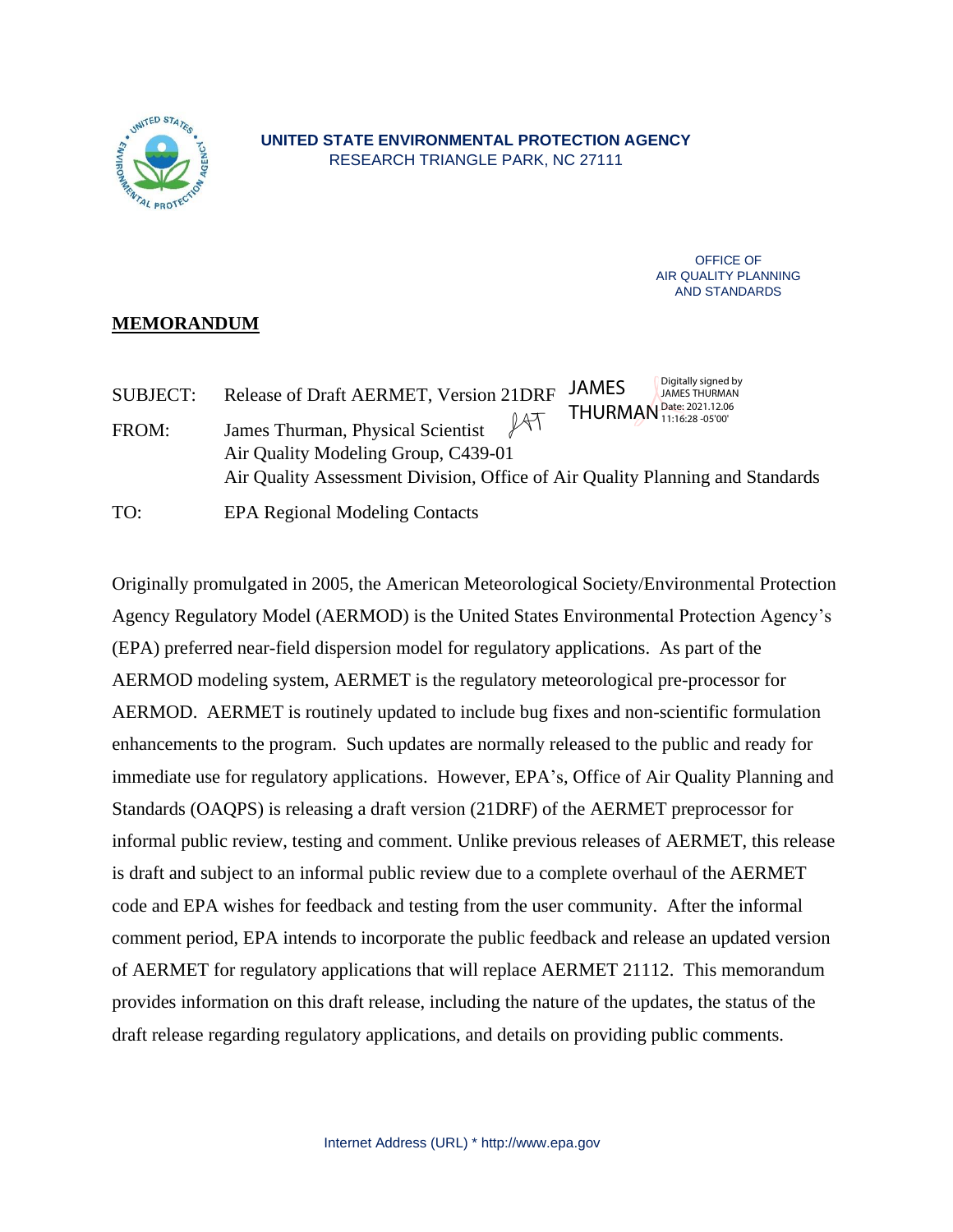**UNITED STATE ENVIRONMENTAL PROTECTION AGENCY**
RESEARCH TRIANGLE PARK, NC 27111

OFFICE OF
AIR QUALITY PLANNING
AND STANDARDS

**MEMORANDUM**

SUBJECT: Release of Draft AERMET, Version 21DRF

FROM: James Thurman, Physical Scientist
Air Quality Modeling Group, C439-01
Air Quality Assessment Division, Office of Air Quality Planning and Standards

JAMES THURMAN — Digitally signed by JAMES THURMAN Date: 2021.12.06 11:16:28 -05'00'

TO: EPA Regional Modeling Contacts

Originally promulgated in 2005, the American Meteorological Society/Environmental Protection Agency Regulatory Model (AERMOD) is the United States Environmental Protection Agency's (EPA) preferred near-field dispersion model for regulatory applications. As part of the AERMOD modeling system, AERMET is the regulatory meteorological pre-processor for AERMOD. AERMET is routinely updated to include bug fixes and non-scientific formulation enhancements to the program. Such updates are normally released to the public and ready for immediate use for regulatory applications. However, EPA's, Office of Air Quality Planning and Standards (OAQPS) is releasing a draft version (21DRF) of the AERMET preprocessor for informal public review, testing and comment. Unlike previous releases of AERMET, this release is draft and subject to an informal public review due to a complete overhaul of the AERMET code and EPA wishes for feedback and testing from the user community. After the informal comment period, EPA intends to incorporate the public feedback and release an updated version of AERMET for regulatory applications that will replace AERMET 21112. This memorandum provides information on this draft release, including the nature of the updates, the status of the draft release regarding regulatory applications, and details on providing public comments.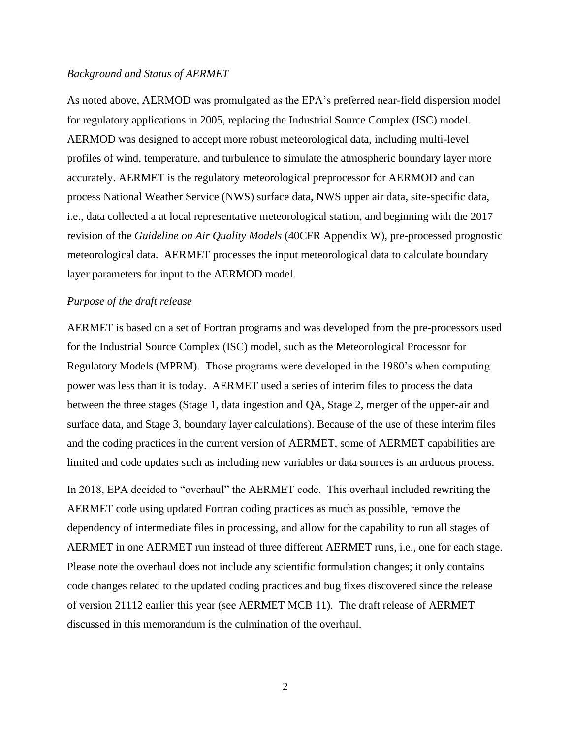*Background and Status of AERMET*

As noted above, AERMOD was promulgated as the EPA's preferred near-field dispersion model for regulatory applications in 2005, replacing the Industrial Source Complex (ISC) model. AERMOD was designed to accept more robust meteorological data, including multi-level profiles of wind, temperature, and turbulence to simulate the atmospheric boundary layer more accurately. AERMET is the regulatory meteorological preprocessor for AERMOD and can process National Weather Service (NWS) surface data, NWS upper air data, site-specific data, i.e., data collected a at local representative meteorological station, and beginning with the 2017 revision of the *Guideline on Air Quality Models* (40CFR Appendix W), pre-processed prognostic meteorological data. AERMET processes the input meteorological data to calculate boundary layer parameters for input to the AERMOD model.

*Purpose of the draft release*

AERMET is based on a set of Fortran programs and was developed from the pre-processors used for the Industrial Source Complex (ISC) model, such as the Meteorological Processor for Regulatory Models (MPRM). Those programs were developed in the 1980's when computing power was less than it is today. AERMET used a series of interim files to process the data between the three stages (Stage 1, data ingestion and QA, Stage 2, merger of the upper-air and surface data, and Stage 3, boundary layer calculations). Because of the use of these interim files and the coding practices in the current version of AERMET, some of AERMET capabilities are limited and code updates such as including new variables or data sources is an arduous process.

In 2018, EPA decided to "overhaul" the AERMET code. This overhaul included rewriting the AERMET code using updated Fortran coding practices as much as possible, remove the dependency of intermediate files in processing, and allow for the capability to run all stages of AERMET in one AERMET run instead of three different AERMET runs, i.e., one for each stage. Please note the overhaul does not include any scientific formulation changes; it only contains code changes related to the updated coding practices and bug fixes discovered since the release of version 21112 earlier this year (see AERMET MCB 11). The draft release of AERMET discussed in this memorandum is the culmination of the overhaul.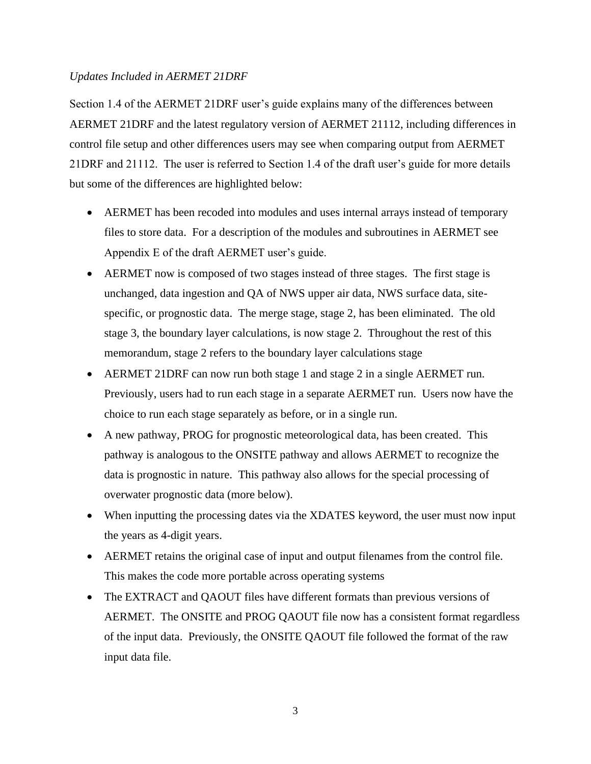*Updates Included in AERMET 21DRF*

Section 1.4 of the AERMET 21DRF user's guide explains many of the differences between AERMET 21DRF and the latest regulatory version of AERMET 21112, including differences in control file setup and other differences users may see when comparing output from AERMET 21DRF and 21112. The user is referred to Section 1.4 of the draft user's guide for more details but some of the differences are highlighted below:

- AERMET has been recoded into modules and uses internal arrays instead of temporary files to store data. For a description of the modules and subroutines in AERMET see Appendix E of the draft AERMET user's guide.
- AERMET now is composed of two stages instead of three stages. The first stage is unchanged, data ingestion and QA of NWS upper air data, NWS surface data, site-specific, or prognostic data. The merge stage, stage 2, has been eliminated. The old stage 3, the boundary layer calculations, is now stage 2. Throughout the rest of this memorandum, stage 2 refers to the boundary layer calculations stage
- AERMET 21DRF can now run both stage 1 and stage 2 in a single AERMET run. Previously, users had to run each stage in a separate AERMET run. Users now have the choice to run each stage separately as before, or in a single run.
- A new pathway, PROG for prognostic meteorological data, has been created. This pathway is analogous to the ONSITE pathway and allows AERMET to recognize the data is prognostic in nature. This pathway also allows for the special processing of overwater prognostic data (more below).
- When inputting the processing dates via the XDATES keyword, the user must now input the years as 4-digit years.
- AERMET retains the original case of input and output filenames from the control file. This makes the code more portable across operating systems
- The EXTRACT and QAOUT files have different formats than previous versions of AERMET. The ONSITE and PROG QAOUT file now has a consistent format regardless of the input data. Previously, the ONSITE QAOUT file followed the format of the raw input data file.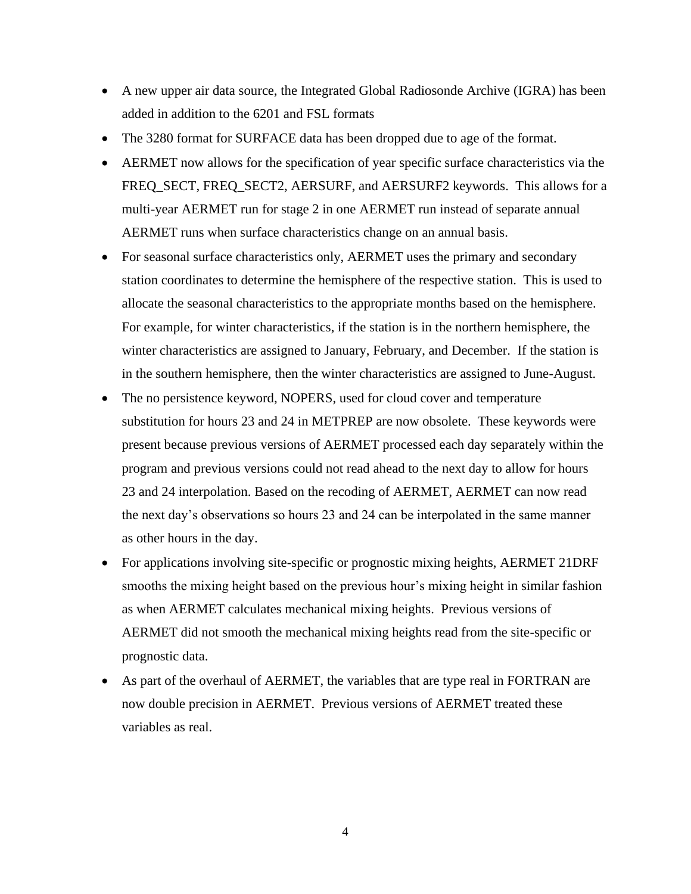- A new upper air data source, the Integrated Global Radiosonde Archive (IGRA) has been added in addition to the 6201 and FSL formats
- The 3280 format for SURFACE data has been dropped due to age of the format.
- AERMET now allows for the specification of year specific surface characteristics via the FREQ_SECT, FREQ_SECT2, AERSURF, and AERSURF2 keywords. This allows for a multi-year AERMET run for stage 2 in one AERMET run instead of separate annual AERMET runs when surface characteristics change on an annual basis.
- For seasonal surface characteristics only, AERMET uses the primary and secondary station coordinates to determine the hemisphere of the respective station. This is used to allocate the seasonal characteristics to the appropriate months based on the hemisphere. For example, for winter characteristics, if the station is in the northern hemisphere, the winter characteristics are assigned to January, February, and December. If the station is in the southern hemisphere, then the winter characteristics are assigned to June-August.
- The no persistence keyword, NOPERS, used for cloud cover and temperature substitution for hours 23 and 24 in METPREP are now obsolete. These keywords were present because previous versions of AERMET processed each day separately within the program and previous versions could not read ahead to the next day to allow for hours 23 and 24 interpolation. Based on the recoding of AERMET, AERMET can now read the next day's observations so hours 23 and 24 can be interpolated in the same manner as other hours in the day.
- For applications involving site-specific or prognostic mixing heights, AERMET 21DRF smooths the mixing height based on the previous hour's mixing height in similar fashion as when AERMET calculates mechanical mixing heights. Previous versions of AERMET did not smooth the mechanical mixing heights read from the site-specific or prognostic data.
- As part of the overhaul of AERMET, the variables that are type real in FORTRAN are now double precision in AERMET. Previous versions of AERMET treated these variables as real.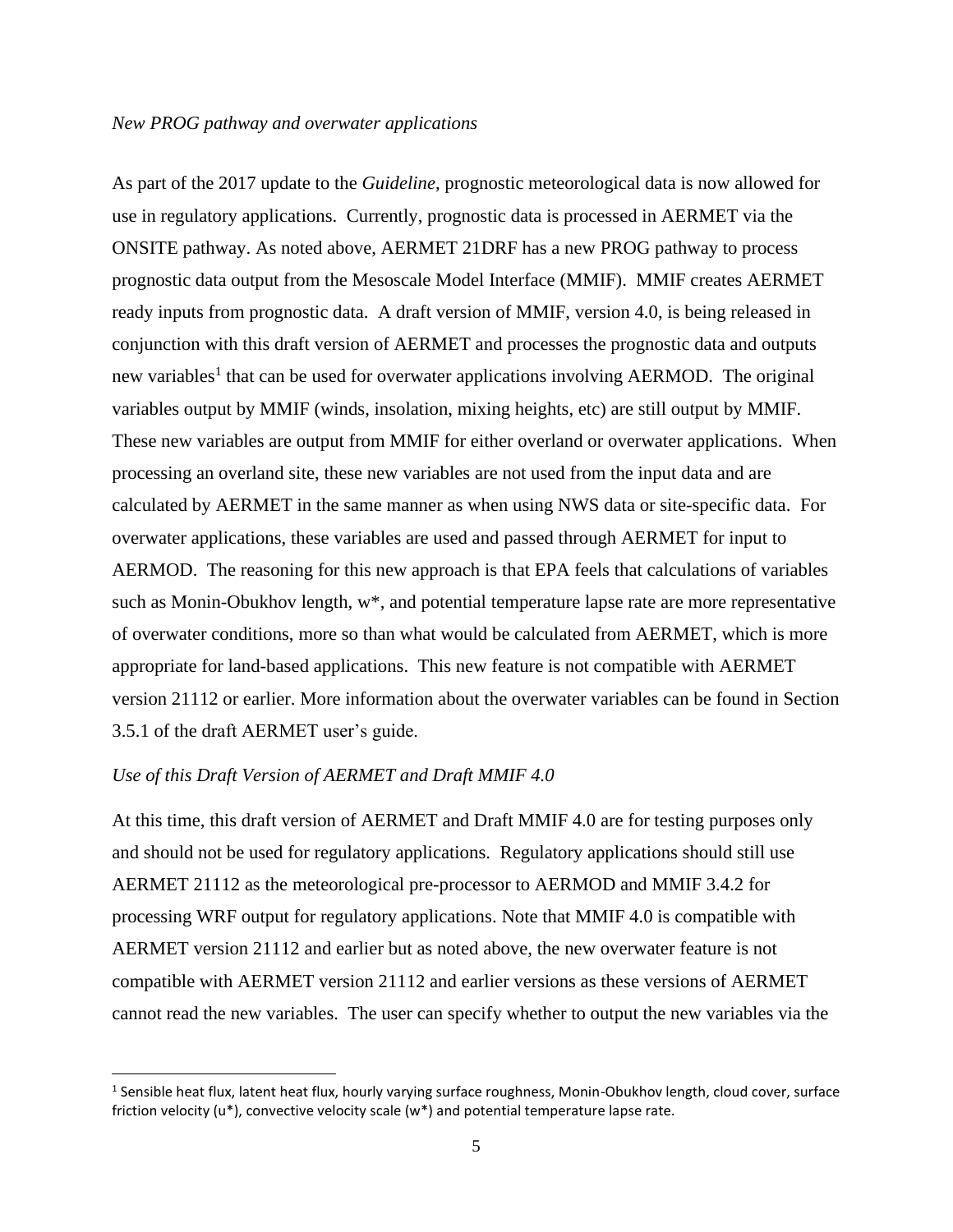*New PROG pathway and overwater applications*

As part of the 2017 update to the *Guideline*, prognostic meteorological data is now allowed for use in regulatory applications. Currently, prognostic data is processed in AERMET via the ONSITE pathway. As noted above, AERMET 21DRF has a new PROG pathway to process prognostic data output from the Mesoscale Model Interface (MMIF). MMIF creates AERMET ready inputs from prognostic data. A draft version of MMIF, version 4.0, is being released in conjunction with this draft version of AERMET and processes the prognostic data and outputs new variables[1] that can be used for overwater applications involving AERMOD. The original variables output by MMIF (winds, insolation, mixing heights, etc) are still output by MMIF. These new variables are output from MMIF for either overland or overwater applications. When processing an overland site, these new variables are not used from the input data and are calculated by AERMET in the same manner as when using NWS data or site-specific data. For overwater applications, these variables are used and passed through AERMET for input to AERMOD. The reasoning for this new approach is that EPA feels that calculations of variables such as Monin-Obukhov length, w*, and potential temperature lapse rate are more representative of overwater conditions, more so than what would be calculated from AERMET, which is more appropriate for land-based applications. This new feature is not compatible with AERMET version 21112 or earlier. More information about the overwater variables can be found in Section 3.5.1 of the draft AERMET user's guide.

*Use of this Draft Version of AERMET and Draft MMIF 4.0*

At this time, this draft version of AERMET and Draft MMIF 4.0 are for testing purposes only and should not be used for regulatory applications. Regulatory applications should still use AERMET 21112 as the meteorological pre-processor to AERMOD and MMIF 3.4.2 for processing WRF output for regulatory applications. Note that MMIF 4.0 is compatible with AERMET version 21112 and earlier but as noted above, the new overwater feature is not compatible with AERMET version 21112 and earlier versions as these versions of AERMET cannot read the new variables. The user can specify whether to output the new variables via the

[1] Sensible heat flux, latent heat flux, hourly varying surface roughness, Monin-Obukhov length, cloud cover, surface friction velocity (u*), convective velocity scale (w*) and potential temperature lapse rate.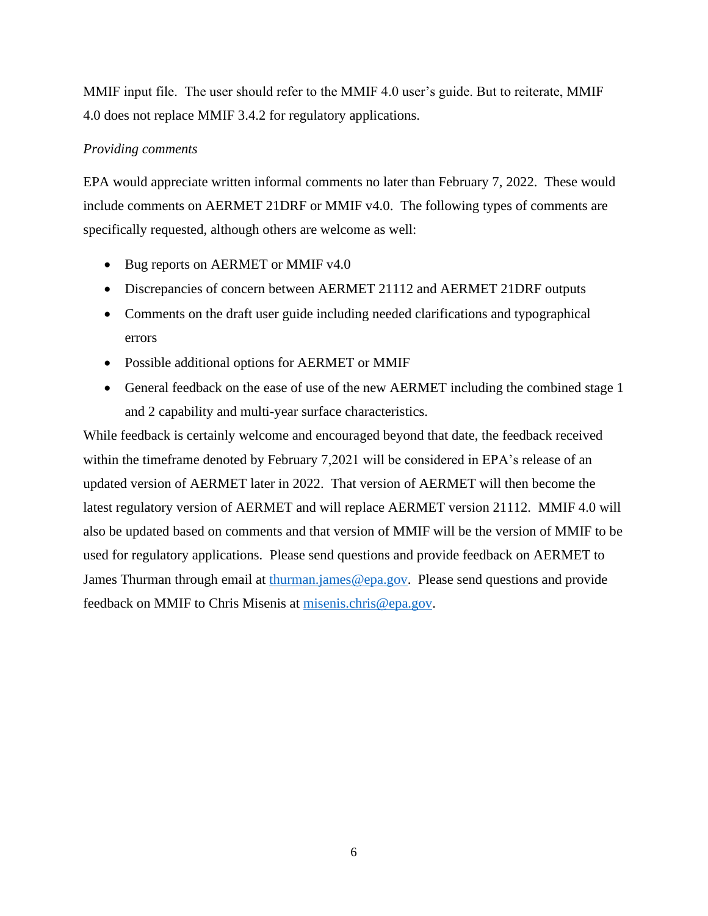MMIF input file. The user should refer to the MMIF 4.0 user's guide. But to reiterate, MMIF 4.0 does not replace MMIF 3.4.2 for regulatory applications.

*Providing comments*

EPA would appreciate written informal comments no later than February 7, 2022. These would include comments on AERMET 21DRF or MMIF v4.0. The following types of comments are specifically requested, although others are welcome as well:

- Bug reports on AERMET or MMIF v4.0
- Discrepancies of concern between AERMET 21112 and AERMET 21DRF outputs
- Comments on the draft user guide including needed clarifications and typographical errors
- Possible additional options for AERMET or MMIF
- General feedback on the ease of use of the new AERMET including the combined stage 1 and 2 capability and multi-year surface characteristics.

While feedback is certainly welcome and encouraged beyond that date, the feedback received within the timeframe denoted by February 7,2021 will be considered in EPA's release of an updated version of AERMET later in 2022. That version of AERMET will then become the latest regulatory version of AERMET and will replace AERMET version 21112. MMIF 4.0 will also be updated based on comments and that version of MMIF will be the version of MMIF to be used for regulatory applications. Please send questions and provide feedback on AERMET to James Thurman through email at thurman.james@epa.gov. Please send questions and provide feedback on MMIF to Chris Misenis at misenis.chris@epa.gov.